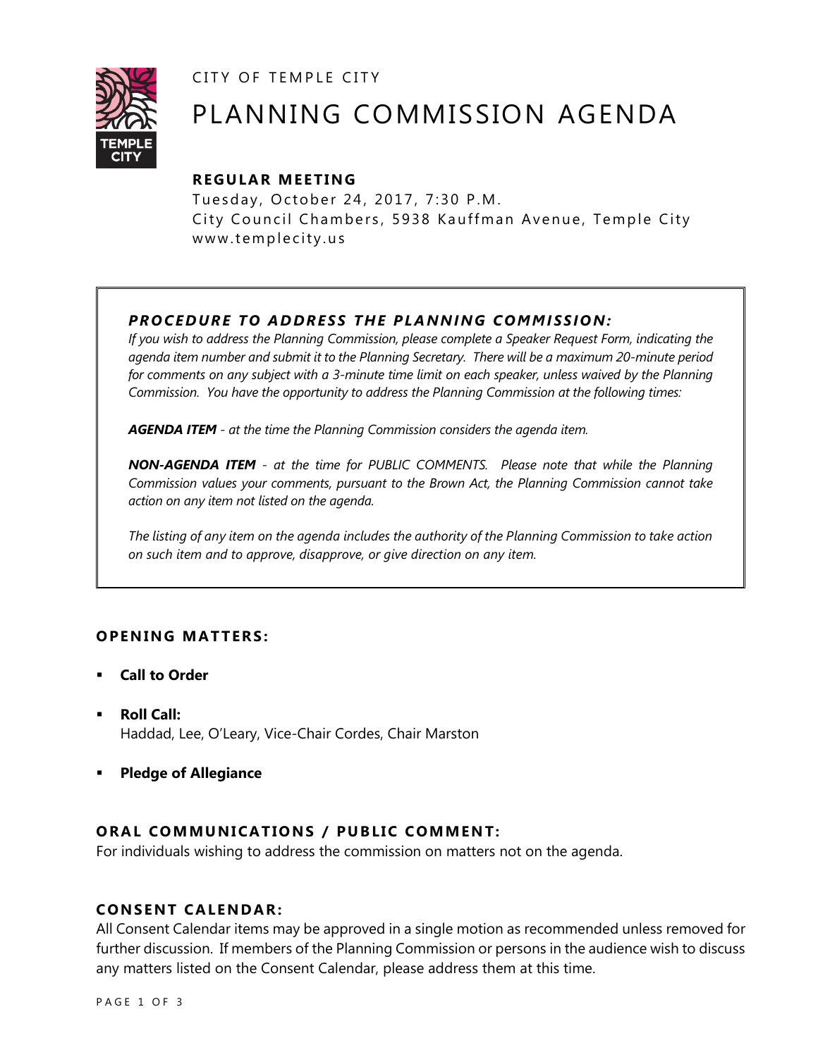CITY OF TEMPLE CITY

# PLANNING COMMISSION AGENDA

### REGULAR MEETING

Tuesday, October 24, 2017, 7:30 P.M.
City Council Chambers, 5938 Kauffman Avenue, Temple City
www.templecity.us

### *PROCEDURE TO ADDRESS THE PLANNING COMMISSION:*

*If you wish to address the Planning Commission, please complete a Speaker Request Form, indicating the agenda item number and submit it to the Planning Secretary. There will be a maximum 20-minute period for comments on any subject with a 3-minute time limit on each speaker, unless waived by the Planning Commission. You have the opportunity to address the Planning Commission at the following times:*

***AGENDA ITEM*** *- at the time the Planning Commission considers the agenda item.*

***NON-AGENDA ITEM*** *- at the time for PUBLIC COMMENTS. Please note that while the Planning Commission values your comments, pursuant to the Brown Act, the Planning Commission cannot take action on any item not listed on the agenda.*

*The listing of any item on the agenda includes the authority of the Planning Commission to take action on such item and to approve, disapprove, or give direction on any item.*

### OPENING MATTERS:

- **Call to Order**
- **Roll Call:**
  Haddad, Lee, O'Leary, Vice-Chair Cordes, Chair Marston
- **Pledge of Allegiance**

### ORAL COMMUNICATIONS / PUBLIC COMMENT:

For individuals wishing to address the commission on matters not on the agenda.

### CONSENT CALENDAR:

All Consent Calendar items may be approved in a single motion as recommended unless removed for further discussion. If members of the Planning Commission or persons in the audience wish to discuss any matters listed on the Consent Calendar, please address them at this time.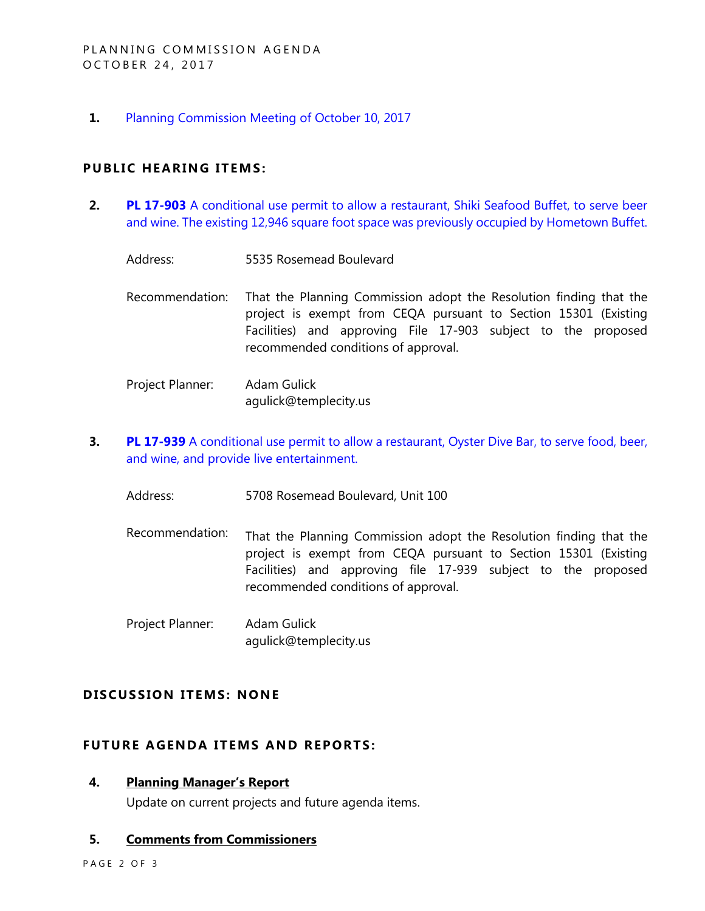**1.** Planning Commission Meeting of October 10, 2017

## PUBLIC HEARING ITEMS:

**2.** **PL 17-903** A conditional use permit to allow a restaurant, Shiki Seafood Buffet, to serve beer and wine. The existing 12,946 square foot space was previously occupied by Hometown Buffet.

Address: 5535 Rosemead Boulevard

Recommendation: That the Planning Commission adopt the Resolution finding that the project is exempt from CEQA pursuant to Section 15301 (Existing Facilities) and approving File 17-903 subject to the proposed recommended conditions of approval.

Project Planner: Adam Gulick
agulick@templecity.us

**3.** **PL 17-939** A conditional use permit to allow a restaurant, Oyster Dive Bar, to serve food, beer, and wine, and provide live entertainment.

Address: 5708 Rosemead Boulevard, Unit 100

Recommendation: That the Planning Commission adopt the Resolution finding that the project is exempt from CEQA pursuant to Section 15301 (Existing Facilities) and approving file 17-939 subject to the proposed recommended conditions of approval.

Project Planner: Adam Gulick
agulick@templecity.us

## DISCUSSION ITEMS: NONE

## FUTURE AGENDA ITEMS AND REPORTS:

**4.** **Planning Manager's Report**

Update on current projects and future agenda items.

**5.** **Comments from Commissioners**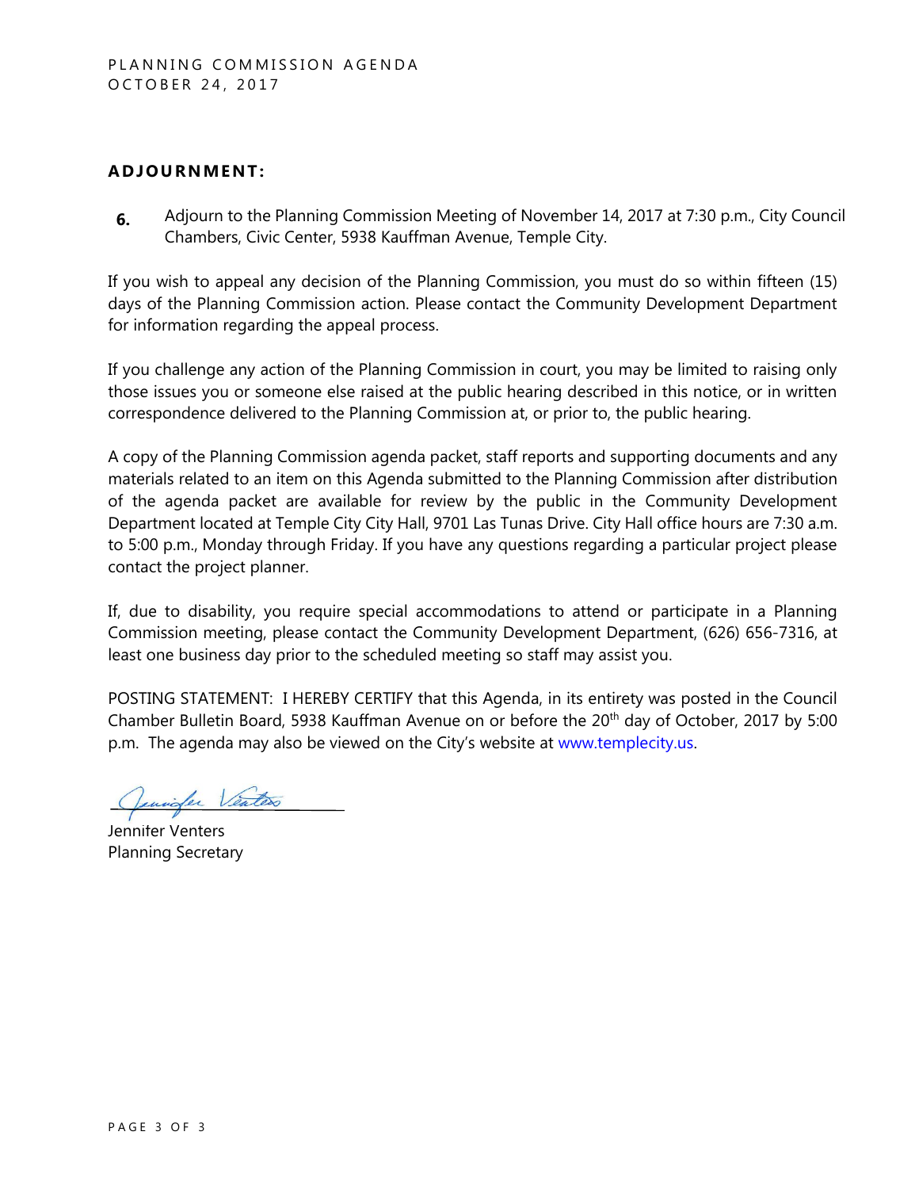## ADJOURNMENT:

**6.** Adjourn to the Planning Commission Meeting of November 14, 2017 at 7:30 p.m., City Council Chambers, Civic Center, 5938 Kauffman Avenue, Temple City.

If you wish to appeal any decision of the Planning Commission, you must do so within fifteen (15) days of the Planning Commission action. Please contact the Community Development Department for information regarding the appeal process.

If you challenge any action of the Planning Commission in court, you may be limited to raising only those issues you or someone else raised at the public hearing described in this notice, or in written correspondence delivered to the Planning Commission at, or prior to, the public hearing.

A copy of the Planning Commission agenda packet, staff reports and supporting documents and any materials related to an item on this Agenda submitted to the Planning Commission after distribution of the agenda packet are available for review by the public in the Community Development Department located at Temple City City Hall, 9701 Las Tunas Drive. City Hall office hours are 7:30 a.m. to 5:00 p.m., Monday through Friday. If you have any questions regarding a particular project please contact the project planner.

If, due to disability, you require special accommodations to attend or participate in a Planning Commission meeting, please contact the Community Development Department, (626) 656-7316, at least one business day prior to the scheduled meeting so staff may assist you.

POSTING STATEMENT: I HEREBY CERTIFY that this Agenda, in its entirety was posted in the Council Chamber Bulletin Board, 5938 Kauffman Avenue on or before the 20th day of October, 2017 by 5:00 p.m. The agenda may also be viewed on the City's website at www.templecity.us.

Jennifer Venters
Planning Secretary